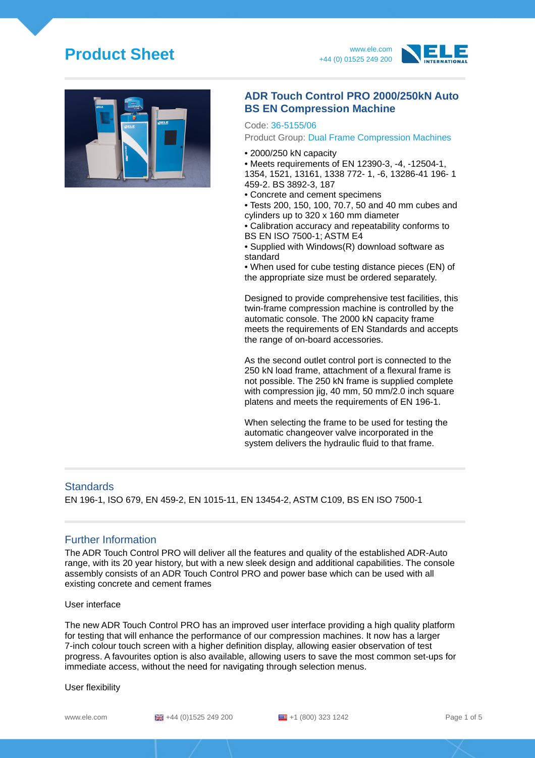# Product Sheet

www.ele.com
+44 (0) 01525 249 200

## ADR Touch Control PRO 2000/250kN Auto BS EN Compression Machine

Code: 36-5155/06

Product Group: Dual Frame Compression Machines

- 2000/250 kN capacity
- Meets requirements of EN 12390-3, -4, -12504-1, 1354, 1521, 13161, 1338 772- 1, -6, 13286-41 196- 1 459-2. BS 3892-3, 187
- Concrete and cement specimens
- Tests 200, 150, 100, 70.7, 50 and 40 mm cubes and cylinders up to 320 x 160 mm diameter
- Calibration accuracy and repeatability conforms to BS EN ISO 7500-1; ASTM E4
- Supplied with Windows(R) download software as standard
- When used for cube testing distance pieces (EN) of the appropriate size must be ordered separately.

Designed to provide comprehensive test facilities, this twin-frame compression machine is controlled by the automatic console. The 2000 kN capacity frame meets the requirements of EN Standards and accepts the range of on-board accessories.

As the second outlet control port is connected to the 250 kN load frame, attachment of a flexural frame is not possible. The 250 kN frame is supplied complete with compression jig, 40 mm, 50 mm/2.0 inch square platens and meets the requirements of EN 196-1.

When selecting the frame to be used for testing the automatic changeover valve incorporated in the system delivers the hydraulic fluid to that frame.

## Standards

EN 196-1, ISO 679, EN 459-2, EN 1015-11, EN 13454-2, ASTM C109, BS EN ISO 7500-1

## Further Information

The ADR Touch Control PRO will deliver all the features and quality of the established ADR-Auto range, with its 20 year history, but with a new sleek design and additional capabilities. The console assembly consists of an ADR Touch Control PRO and power base which can be used with all existing concrete and cement frames

User interface

The new ADR Touch Control PRO has an improved user interface providing a high quality platform for testing that will enhance the performance of our compression machines. It now has a larger 7-inch colour touch screen with a higher definition display, allowing easier observation of test progress. A favourites option is also available, allowing users to save the most common set-ups for immediate access, without the need for navigating through selection menus.

User flexibility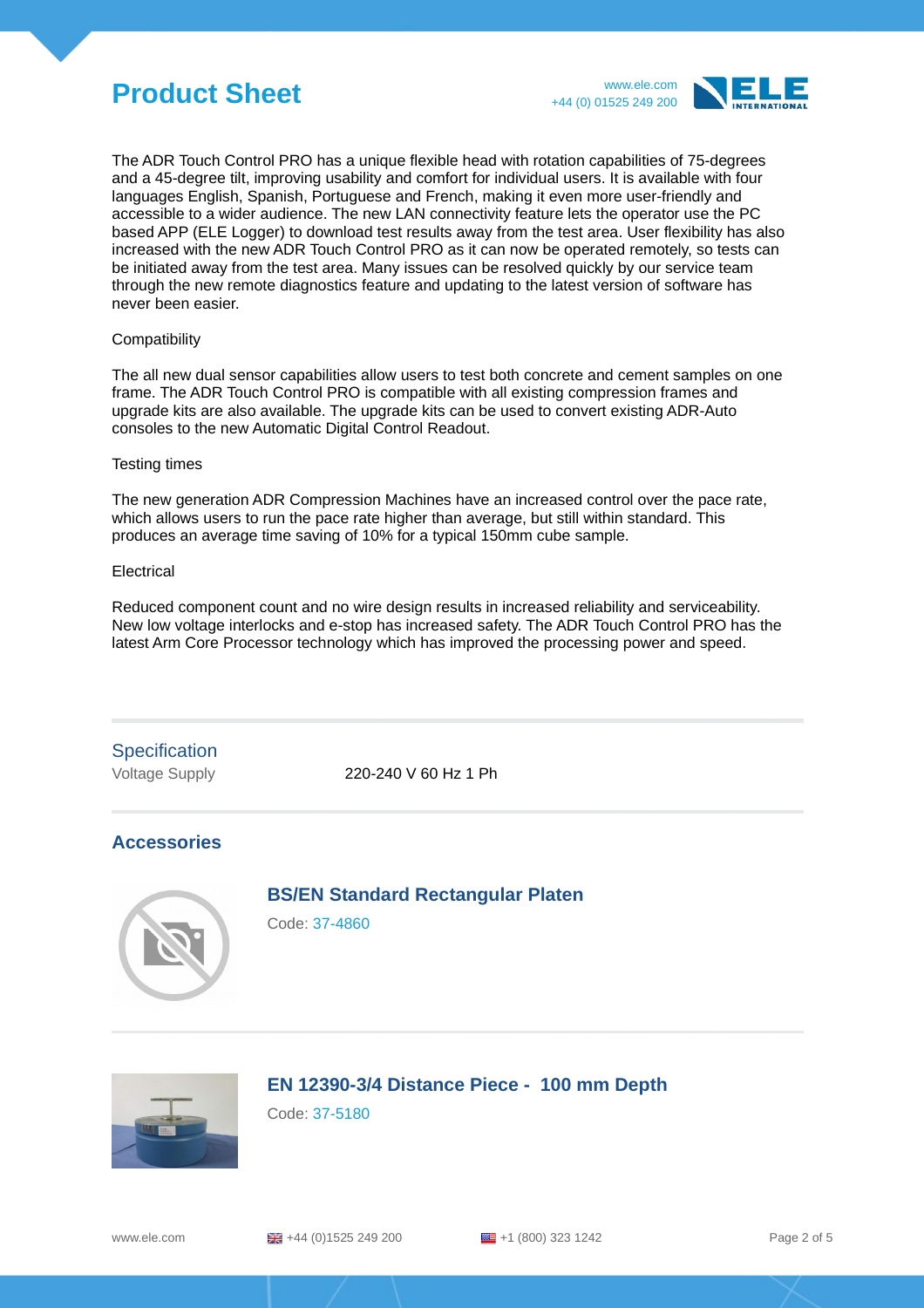The ADR Touch Control PRO has a unique flexible head with rotation capabilities of 75-degrees and a 45-degree tilt, improving usability and comfort for individual users. It is available with four languages English, Spanish, Portuguese and French, making it even more user-friendly and accessible to a wider audience. The new LAN connectivity feature lets the operator use the PC based APP (ELE Logger) to download test results away from the test area. User flexibility has also increased with the new ADR Touch Control PRO as it can now be operated remotely, so tests can be initiated away from the test area. Many issues can be resolved quickly by our service team through the new remote diagnostics feature and updating to the latest version of software has never been easier.

Compatibility

The all new dual sensor capabilities allow users to test both concrete and cement samples on one frame. The ADR Touch Control PRO is compatible with all existing compression frames and upgrade kits are also available. The upgrade kits can be used to convert existing ADR-Auto consoles to the new Automatic Digital Control Readout.

Testing times

The new generation ADR Compression Machines have an increased control over the pace rate, which allows users to run the pace rate higher than average, but still within standard. This produces an average time saving of 10% for a typical 150mm cube sample.

Electrical

Reduced component count and no wire design results in increased reliability and serviceability. New low voltage interlocks and e-stop has increased safety. The ADR Touch Control PRO has the latest Arm Core Processor technology which has improved the processing power and speed.

## Specification

| | |
|---|---|
| Voltage Supply | 220-240 V 60 Hz 1 Ph |

## Accessories

### BS/EN Standard Rectangular Platen

Code: 37-4860

### EN 12390-3/4 Distance Piece - 100 mm Depth

Code: 37-5180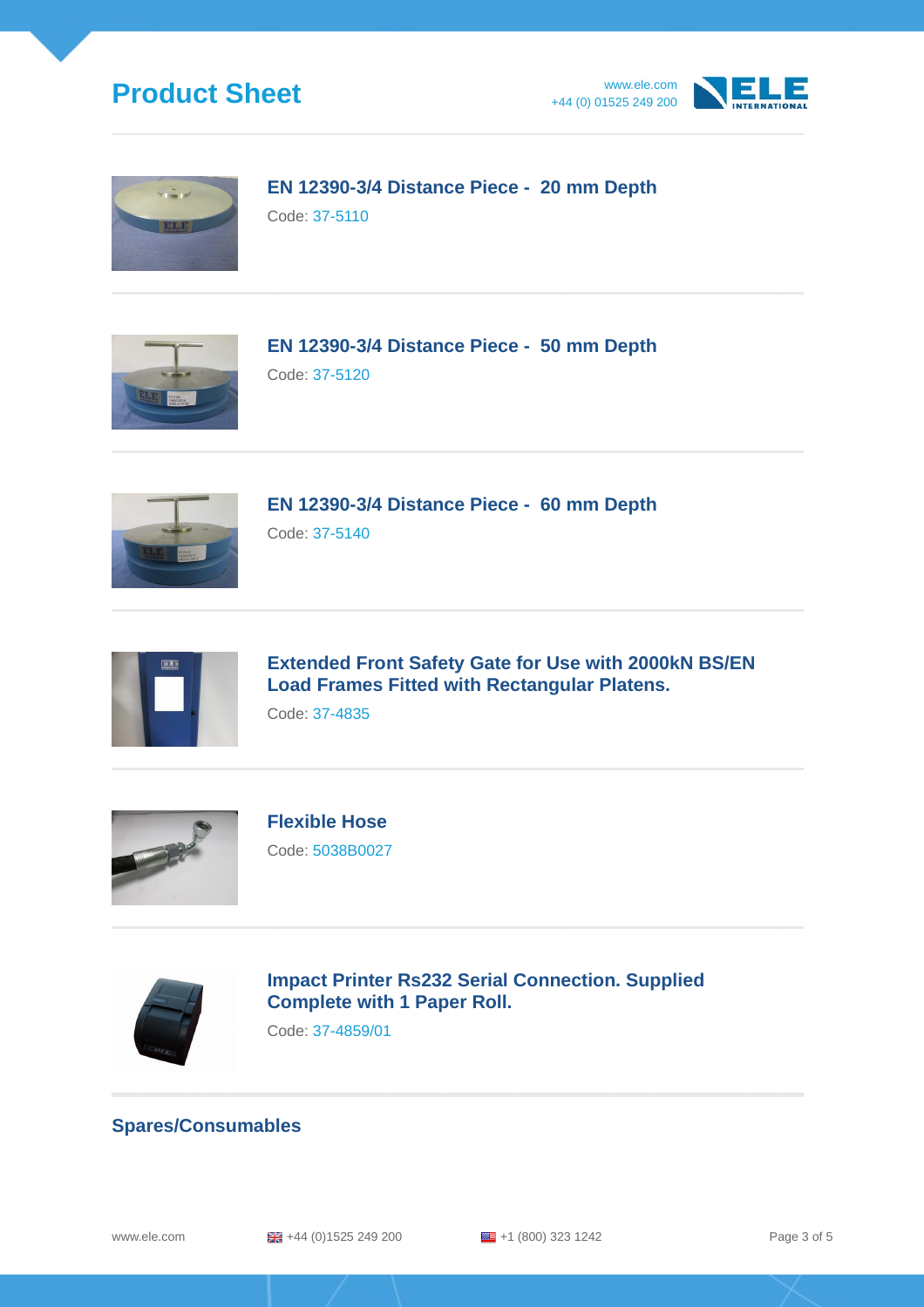### EN 12390-3/4 Distance Piece - 20 mm Depth

Code: 37-5110

### EN 12390-3/4 Distance Piece - 50 mm Depth

Code: 37-5120

### EN 12390-3/4 Distance Piece - 60 mm Depth

Code: 37-5140

### Extended Front Safety Gate for Use with 2000kN BS/EN Load Frames Fitted with Rectangular Platens.

Code: 37-4835

### Flexible Hose

Code: 5038B0027

### Impact Printer Rs232 Serial Connection. Supplied Complete with 1 Paper Roll.

Code: 37-4859/01

## Spares/Consumables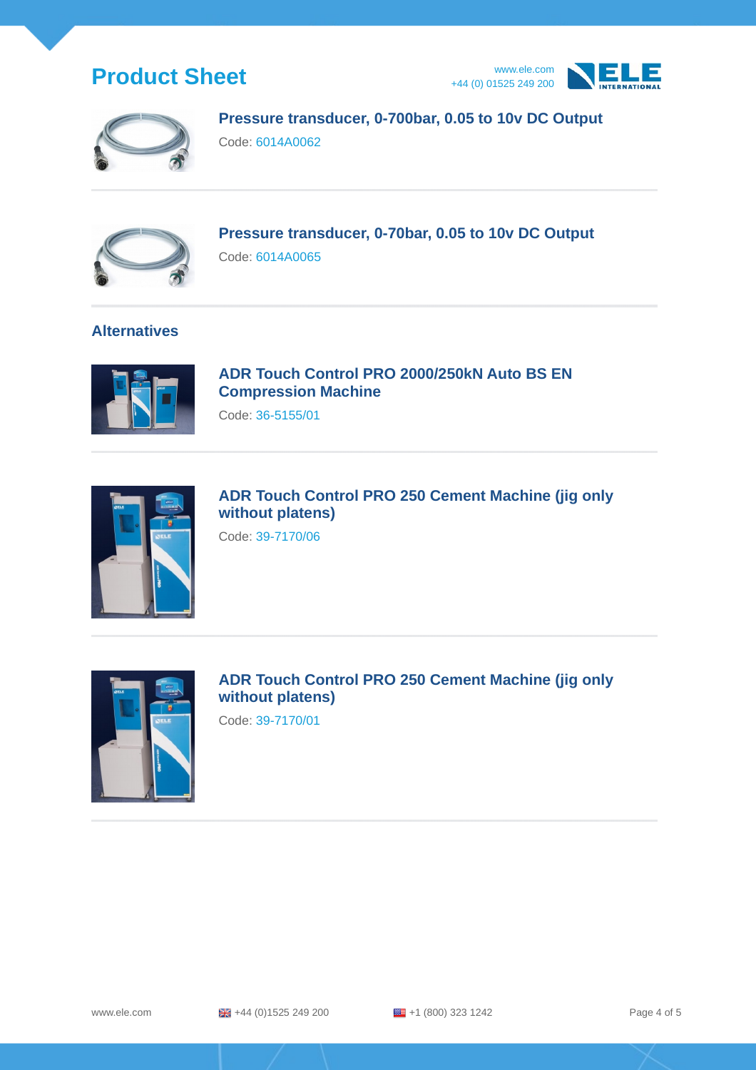### Pressure transducer, 0-700bar, 0.05 to 10v DC Output

Code: 6014A0062

### Pressure transducer, 0-70bar, 0.05 to 10v DC Output

Code: 6014A0065

## Alternatives

### ADR Touch Control PRO 2000/250kN Auto BS EN Compression Machine

Code: 36-5155/01

### ADR Touch Control PRO 250 Cement Machine (jig only without platens)

Code: 39-7170/06

### ADR Touch Control PRO 250 Cement Machine (jig only without platens)

Code: 39-7170/01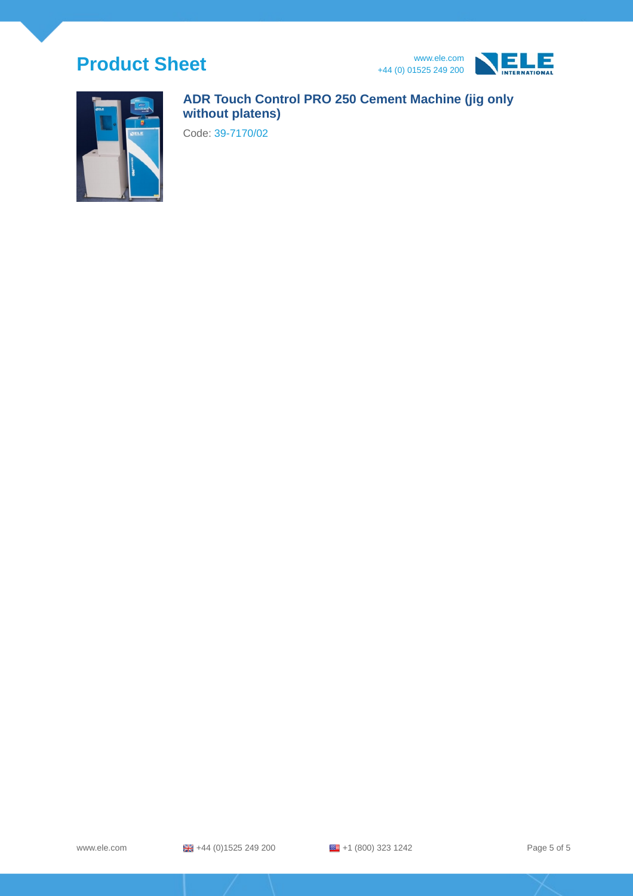# Product Sheet

www.ele.com
+44 (0) 01525 249 200

## ADR Touch Control PRO 250 Cement Machine (jig only without platens)

Code: 39-7170/02